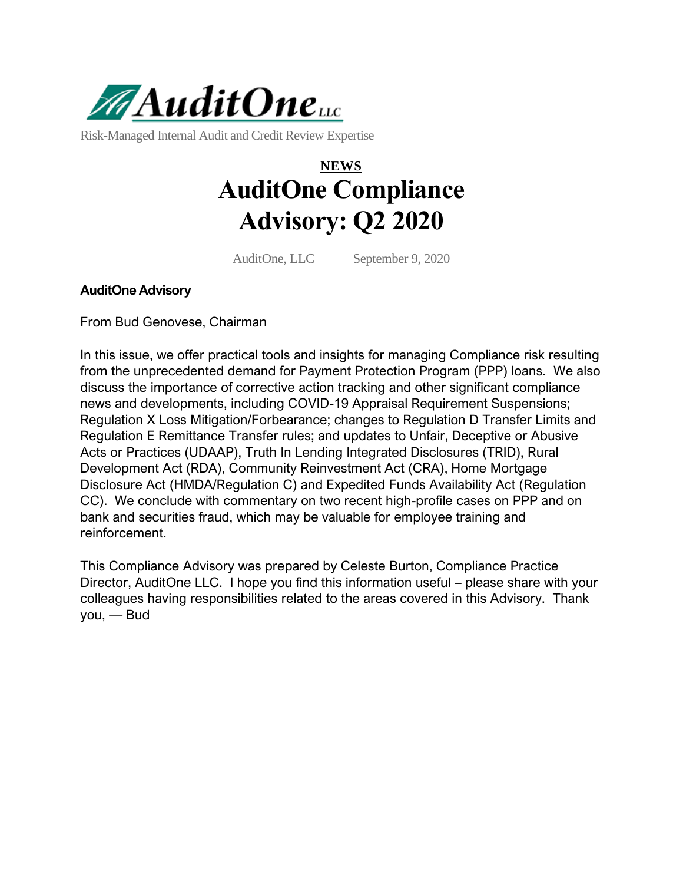AuditOne LLC

Risk-Managed Internal Audit and Credit Review Expertise

**NEWS**

# AuditOne Compliance Advisory: Q2 2020

AuditOne, LLC September 9, 2020

**AuditOne Advisory**

From Bud Genovese, Chairman

In this issue, we offer practical tools and insights for managing Compliance risk resulting from the unprecedented demand for Payment Protection Program (PPP) loans. We also discuss the importance of corrective action tracking and other significant compliance news and developments, including COVID-19 Appraisal Requirement Suspensions; Regulation X Loss Mitigation/Forbearance; changes to Regulation D Transfer Limits and Regulation E Remittance Transfer rules; and updates to Unfair, Deceptive or Abusive Acts or Practices (UDAAP), Truth In Lending Integrated Disclosures (TRID), Rural Development Act (RDA), Community Reinvestment Act (CRA), Home Mortgage Disclosure Act (HMDA/Regulation C) and Expedited Funds Availability Act (Regulation CC). We conclude with commentary on two recent high-profile cases on PPP and on bank and securities fraud, which may be valuable for employee training and reinforcement.

This Compliance Advisory was prepared by Celeste Burton, Compliance Practice Director, AuditOne LLC. I hope you find this information useful – please share with your colleagues having responsibilities related to the areas covered in this Advisory. Thank you, — Bud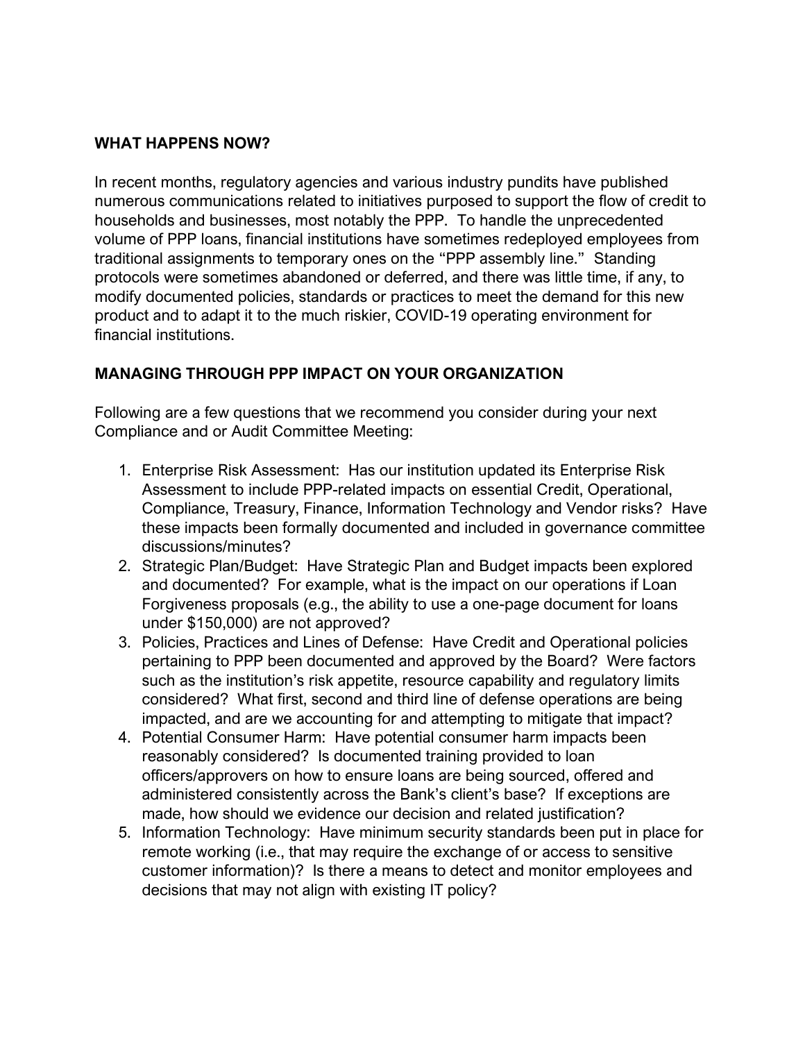## WHAT HAPPENS NOW?

In recent months, regulatory agencies and various industry pundits have published numerous communications related to initiatives purposed to support the flow of credit to households and businesses, most notably the PPP. To handle the unprecedented volume of PPP loans, financial institutions have sometimes redeployed employees from traditional assignments to temporary ones on the "PPP assembly line." Standing protocols were sometimes abandoned or deferred, and there was little time, if any, to modify documented policies, standards or practices to meet the demand for this new product and to adapt it to the much riskier, COVID-19 operating environment for financial institutions.

## MANAGING THROUGH PPP IMPACT ON YOUR ORGANIZATION

Following are a few questions that we recommend you consider during your next Compliance and or Audit Committee Meeting:

1. Enterprise Risk Assessment: Has our institution updated its Enterprise Risk Assessment to include PPP-related impacts on essential Credit, Operational, Compliance, Treasury, Finance, Information Technology and Vendor risks? Have these impacts been formally documented and included in governance committee discussions/minutes?
2. Strategic Plan/Budget: Have Strategic Plan and Budget impacts been explored and documented? For example, what is the impact on our operations if Loan Forgiveness proposals (e.g., the ability to use a one-page document for loans under $150,000) are not approved?
3. Policies, Practices and Lines of Defense: Have Credit and Operational policies pertaining to PPP been documented and approved by the Board? Were factors such as the institution's risk appetite, resource capability and regulatory limits considered? What first, second and third line of defense operations are being impacted, and are we accounting for and attempting to mitigate that impact?
4. Potential Consumer Harm: Have potential consumer harm impacts been reasonably considered? Is documented training provided to loan officers/approvers on how to ensure loans are being sourced, offered and administered consistently across the Bank's client's base? If exceptions are made, how should we evidence our decision and related justification?
5. Information Technology: Have minimum security standards been put in place for remote working (i.e., that may require the exchange of or access to sensitive customer information)? Is there a means to detect and monitor employees and decisions that may not align with existing IT policy?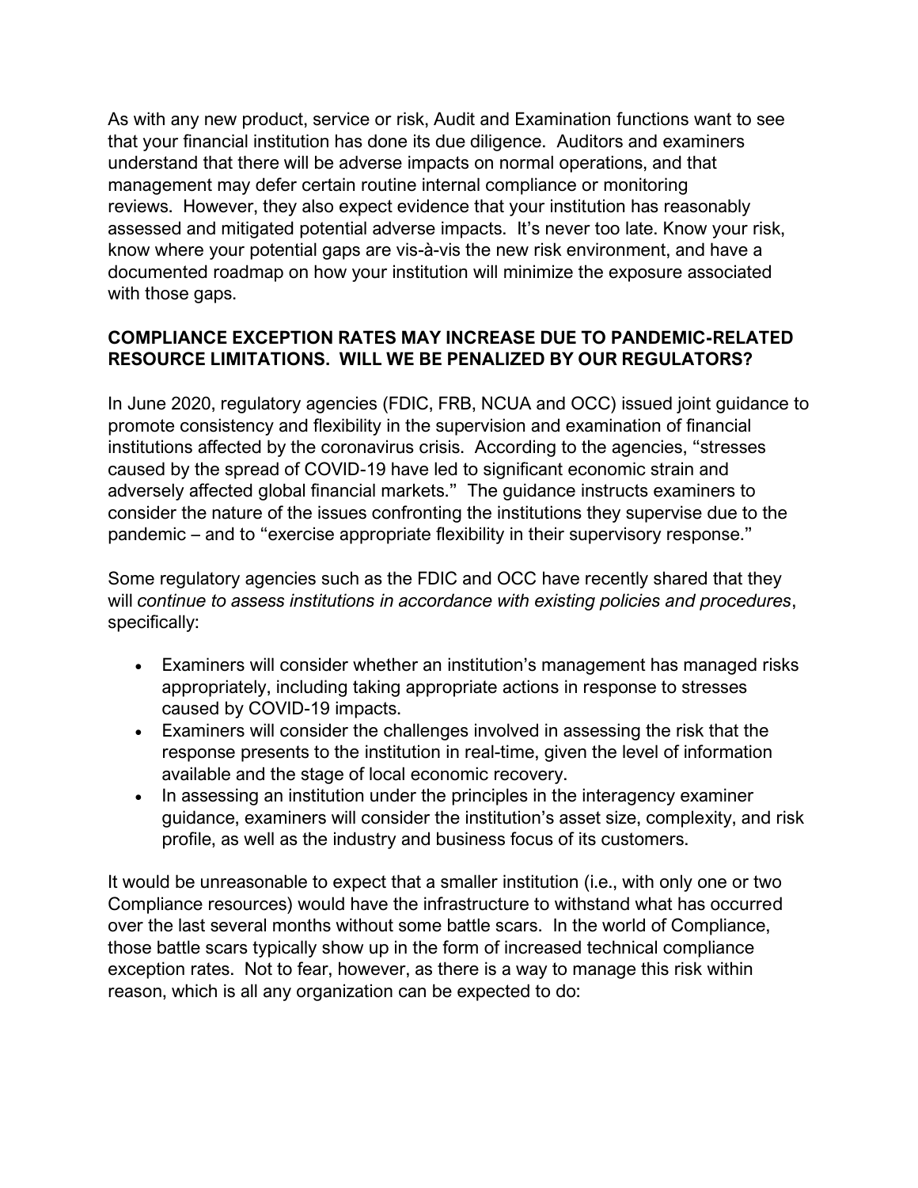As with any new product, service or risk, Audit and Examination functions want to see that your financial institution has done its due diligence. Auditors and examiners understand that there will be adverse impacts on normal operations, and that management may defer certain routine internal compliance or monitoring reviews. However, they also expect evidence that your institution has reasonably assessed and mitigated potential adverse impacts. It's never too late. Know your risk, know where your potential gaps are vis-à-vis the new risk environment, and have a documented roadmap on how your institution will minimize the exposure associated with those gaps.

## COMPLIANCE EXCEPTION RATES MAY INCREASE DUE TO PANDEMIC-RELATED RESOURCE LIMITATIONS. WILL WE BE PENALIZED BY OUR REGULATORS?

In June 2020, regulatory agencies (FDIC, FRB, NCUA and OCC) issued joint guidance to promote consistency and flexibility in the supervision and examination of financial institutions affected by the coronavirus crisis. According to the agencies, "stresses caused by the spread of COVID-19 have led to significant economic strain and adversely affected global financial markets." The guidance instructs examiners to consider the nature of the issues confronting the institutions they supervise due to the pandemic – and to "exercise appropriate flexibility in their supervisory response."

Some regulatory agencies such as the FDIC and OCC have recently shared that they will *continue to assess institutions in accordance with existing policies and procedures*, specifically:

- Examiners will consider whether an institution's management has managed risks appropriately, including taking appropriate actions in response to stresses caused by COVID-19 impacts.
- Examiners will consider the challenges involved in assessing the risk that the response presents to the institution in real-time, given the level of information available and the stage of local economic recovery.
- In assessing an institution under the principles in the interagency examiner guidance, examiners will consider the institution's asset size, complexity, and risk profile, as well as the industry and business focus of its customers.

It would be unreasonable to expect that a smaller institution (i.e., with only one or two Compliance resources) would have the infrastructure to withstand what has occurred over the last several months without some battle scars. In the world of Compliance, those battle scars typically show up in the form of increased technical compliance exception rates. Not to fear, however, as there is a way to manage this risk within reason, which is all any organization can be expected to do: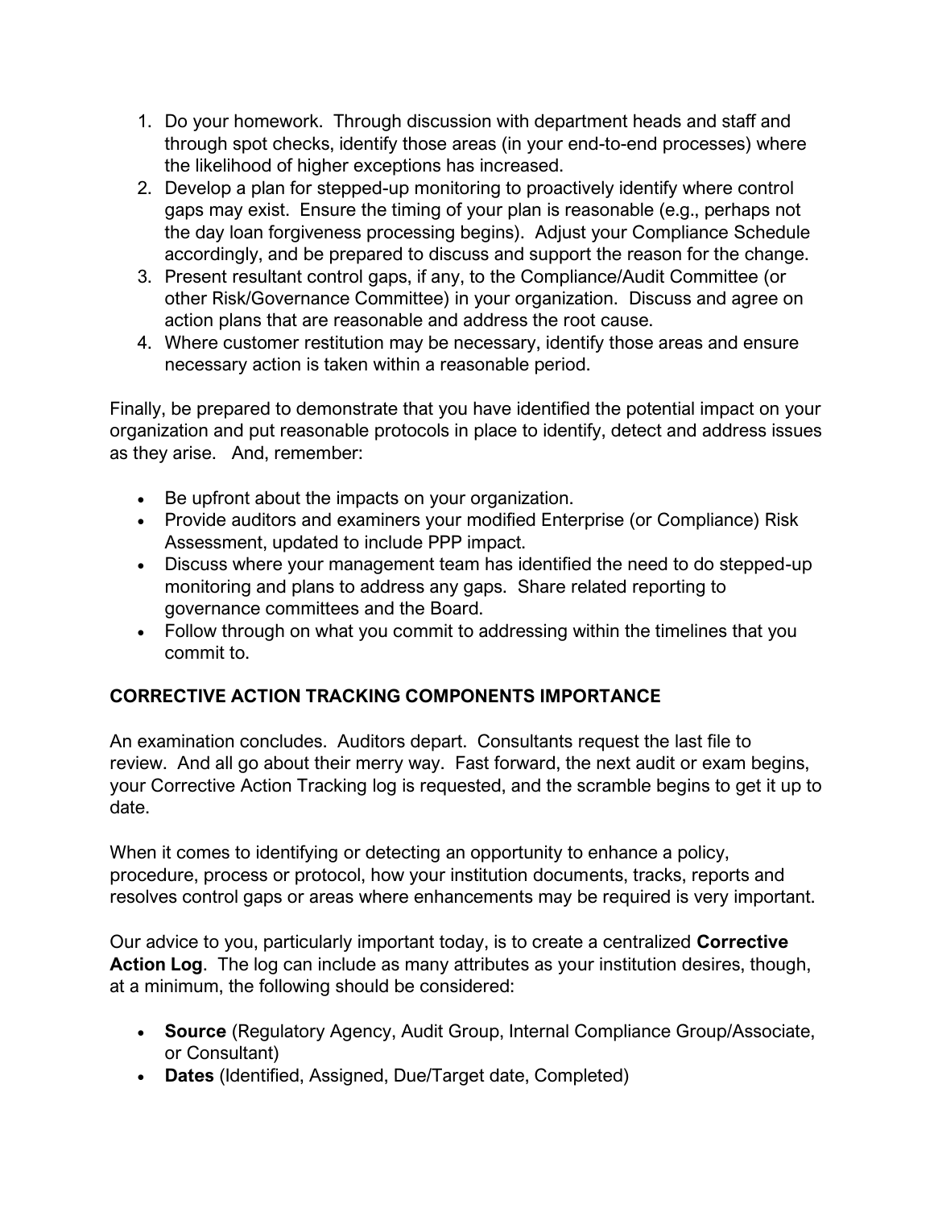1. Do your homework. Through discussion with department heads and staff and through spot checks, identify those areas (in your end-to-end processes) where the likelihood of higher exceptions has increased.
2. Develop a plan for stepped-up monitoring to proactively identify where control gaps may exist. Ensure the timing of your plan is reasonable (e.g., perhaps not the day loan forgiveness processing begins). Adjust your Compliance Schedule accordingly, and be prepared to discuss and support the reason for the change.
3. Present resultant control gaps, if any, to the Compliance/Audit Committee (or other Risk/Governance Committee) in your organization. Discuss and agree on action plans that are reasonable and address the root cause.
4. Where customer restitution may be necessary, identify those areas and ensure necessary action is taken within a reasonable period.

Finally, be prepared to demonstrate that you have identified the potential impact on your organization and put reasonable protocols in place to identify, detect and address issues as they arise. And, remember:

- Be upfront about the impacts on your organization.
- Provide auditors and examiners your modified Enterprise (or Compliance) Risk Assessment, updated to include PPP impact.
- Discuss where your management team has identified the need to do stepped-up monitoring and plans to address any gaps. Share related reporting to governance committees and the Board.
- Follow through on what you commit to addressing within the timelines that you commit to.

**CORRECTIVE ACTION TRACKING COMPONENTS IMPORTANCE**

An examination concludes. Auditors depart. Consultants request the last file to review. And all go about their merry way. Fast forward, the next audit or exam begins, your Corrective Action Tracking log is requested, and the scramble begins to get it up to date.

When it comes to identifying or detecting an opportunity to enhance a policy, procedure, process or protocol, how your institution documents, tracks, reports and resolves control gaps or areas where enhancements may be required is very important.

Our advice to you, particularly important today, is to create a centralized **Corrective Action Log**. The log can include as many attributes as your institution desires, though, at a minimum, the following should be considered:

- **Source** (Regulatory Agency, Audit Group, Internal Compliance Group/Associate, or Consultant)
- **Dates** (Identified, Assigned, Due/Target date, Completed)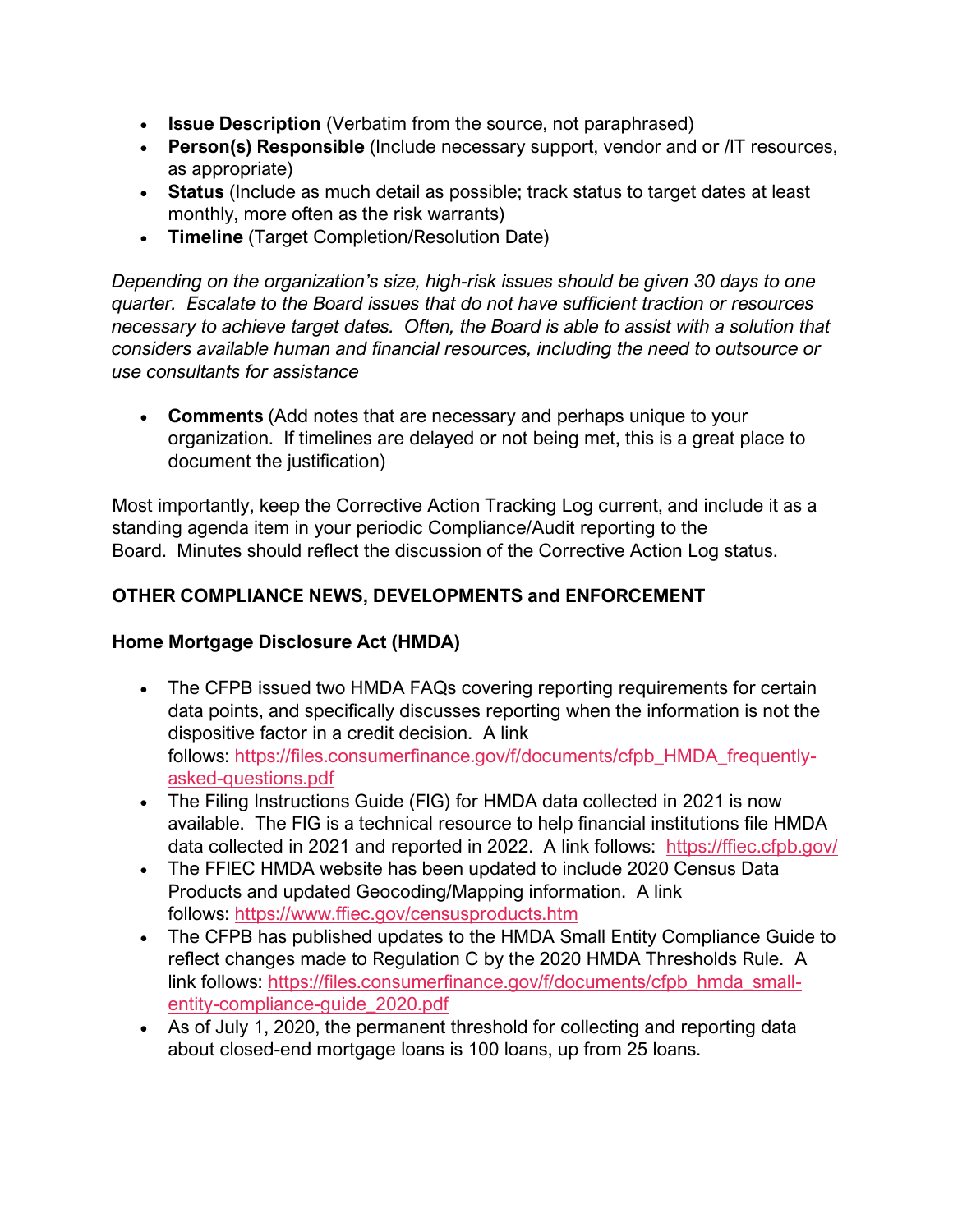- **Issue Description** (Verbatim from the source, not paraphrased)
- **Person(s) Responsible** (Include necessary support, vendor and or /IT resources, as appropriate)
- **Status** (Include as much detail as possible; track status to target dates at least monthly, more often as the risk warrants)
- **Timeline** (Target Completion/Resolution Date)

*Depending on the organization's size, high-risk issues should be given 30 days to one quarter. Escalate to the Board issues that do not have sufficient traction or resources necessary to achieve target dates. Often, the Board is able to assist with a solution that considers available human and financial resources, including the need to outsource or use consultants for assistance*

- **Comments** (Add notes that are necessary and perhaps unique to your organization. If timelines are delayed or not being met, this is a great place to document the justification)

Most importantly, keep the Corrective Action Tracking Log current, and include it as a standing agenda item in your periodic Compliance/Audit reporting to the Board. Minutes should reflect the discussion of the Corrective Action Log status.

## OTHER COMPLIANCE NEWS, DEVELOPMENTS and ENFORCEMENT

### Home Mortgage Disclosure Act (HMDA)

- The CFPB issued two HMDA FAQs covering reporting requirements for certain data points, and specifically discusses reporting when the information is not the dispositive factor in a credit decision. A link follows: https://files.consumerfinance.gov/f/documents/cfpb_HMDA_frequently-asked-questions.pdf
- The Filing Instructions Guide (FIG) for HMDA data collected in 2021 is now available. The FIG is a technical resource to help financial institutions file HMDA data collected in 2021 and reported in 2022. A link follows: https://ffiec.cfpb.gov/
- The FFIEC HMDA website has been updated to include 2020 Census Data Products and updated Geocoding/Mapping information. A link follows: https://www.ffiec.gov/censusproducts.htm
- The CFPB has published updates to the HMDA Small Entity Compliance Guide to reflect changes made to Regulation C by the 2020 HMDA Thresholds Rule. A link follows: https://files.consumerfinance.gov/f/documents/cfpb_hmda_small-entity-compliance-guide_2020.pdf
- As of July 1, 2020, the permanent threshold for collecting and reporting data about closed-end mortgage loans is 100 loans, up from 25 loans.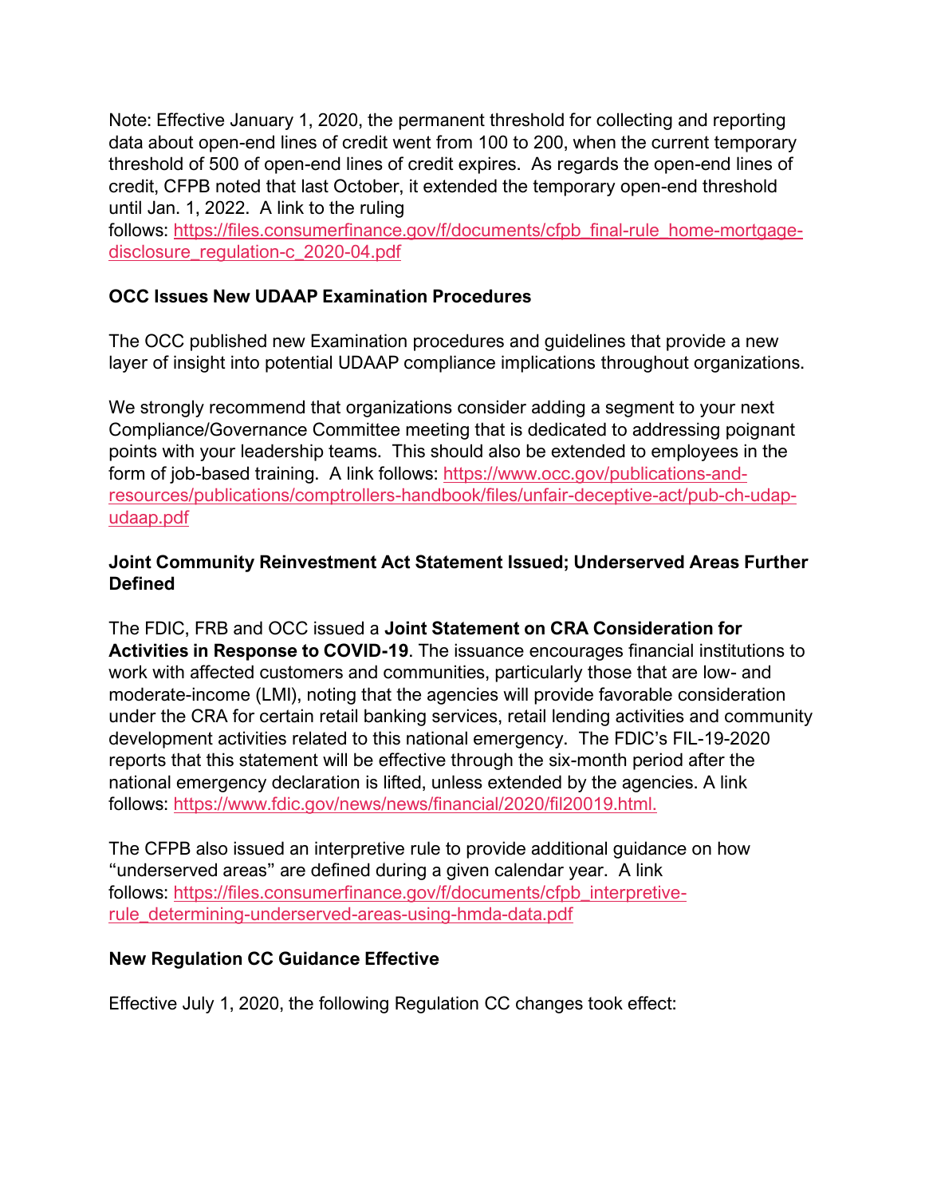Note: Effective January 1, 2020, the permanent threshold for collecting and reporting data about open-end lines of credit went from 100 to 200, when the current temporary threshold of 500 of open-end lines of credit expires. As regards the open-end lines of credit, CFPB noted that last October, it extended the temporary open-end threshold until Jan. 1, 2022. A link to the ruling follows: https://files.consumerfinance.gov/f/documents/cfpb_final-rule_home-mortgage-disclosure_regulation-c_2020-04.pdf

**OCC Issues New UDAAP Examination Procedures**

The OCC published new Examination procedures and guidelines that provide a new layer of insight into potential UDAAP compliance implications throughout organizations.

We strongly recommend that organizations consider adding a segment to your next Compliance/Governance Committee meeting that is dedicated to addressing poignant points with your leadership teams. This should also be extended to employees in the form of job-based training. A link follows: https://www.occ.gov/publications-and-resources/publications/comptrollers-handbook/files/unfair-deceptive-act/pub-ch-udap-udaap.pdf

**Joint Community Reinvestment Act Statement Issued; Underserved Areas Further Defined**

The FDIC, FRB and OCC issued a **Joint Statement on CRA Consideration for Activities in Response to COVID-19**. The issuance encourages financial institutions to work with affected customers and communities, particularly those that are low- and moderate-income (LMI), noting that the agencies will provide favorable consideration under the CRA for certain retail banking services, retail lending activities and community development activities related to this national emergency. The FDIC's FIL-19-2020 reports that this statement will be effective through the six-month period after the national emergency declaration is lifted, unless extended by the agencies. A link follows: https://www.fdic.gov/news/news/financial/2020/fil20019.html.

The CFPB also issued an interpretive rule to provide additional guidance on how "underserved areas" are defined during a given calendar year. A link follows: https://files.consumerfinance.gov/f/documents/cfpb_interpretive-rule_determining-underserved-areas-using-hmda-data.pdf

**New Regulation CC Guidance Effective**

Effective July 1, 2020, the following Regulation CC changes took effect: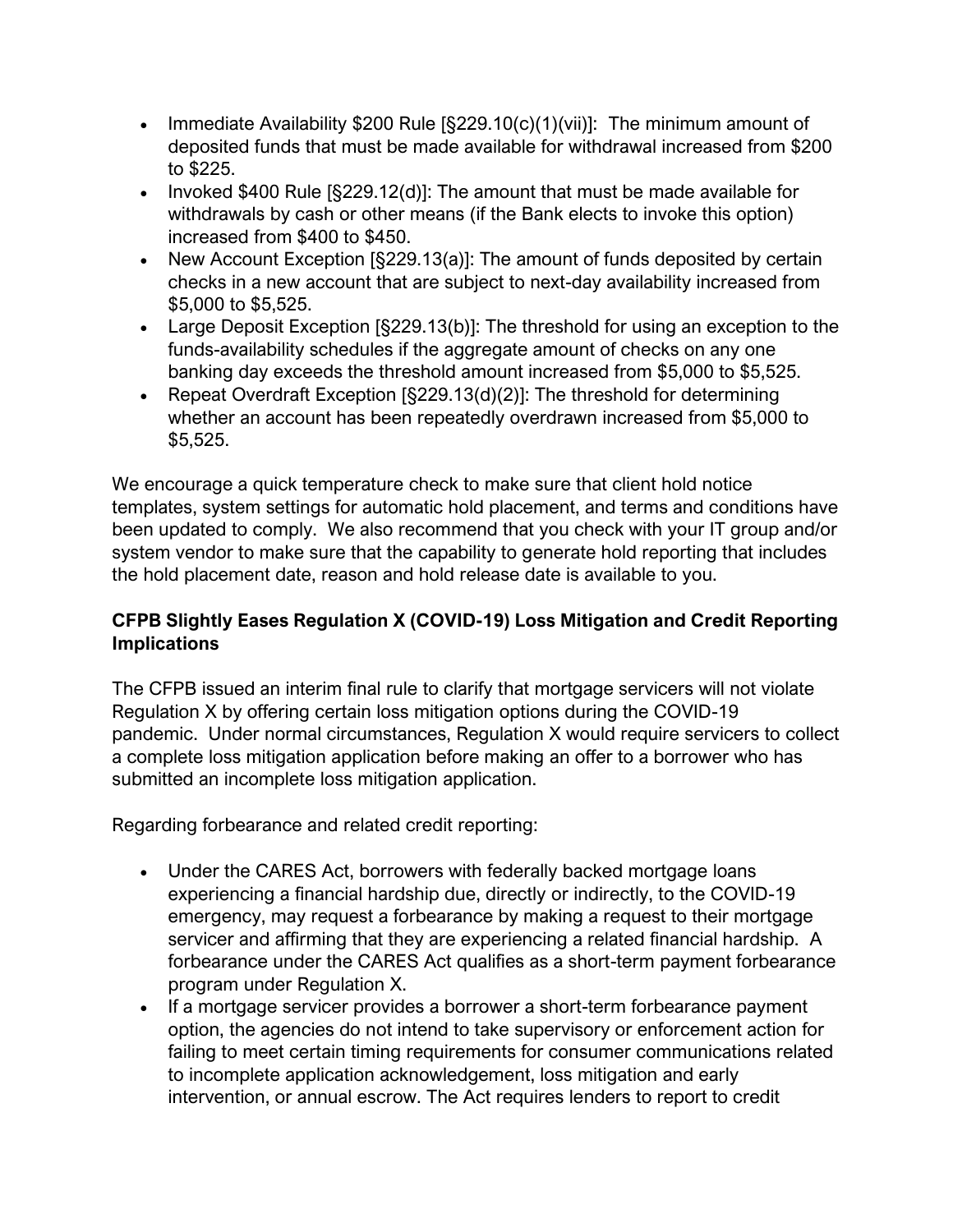- Immediate Availability $200 Rule [§229.10(c)(1)(vii)]: The minimum amount of deposited funds that must be made available for withdrawal increased from $200 to $225.
- Invoked $400 Rule [§229.12(d)]: The amount that must be made available for withdrawals by cash or other means (if the Bank elects to invoke this option) increased from $400 to $450.
- New Account Exception [§229.13(a)]: The amount of funds deposited by certain checks in a new account that are subject to next-day availability increased from $5,000 to $5,525.
- Large Deposit Exception [§229.13(b)]: The threshold for using an exception to the funds-availability schedules if the aggregate amount of checks on any one banking day exceeds the threshold amount increased from $5,000 to $5,525.
- Repeat Overdraft Exception [§229.13(d)(2)]: The threshold for determining whether an account has been repeatedly overdrawn increased from $5,000 to $5,525.

We encourage a quick temperature check to make sure that client hold notice templates, system settings for automatic hold placement, and terms and conditions have been updated to comply. We also recommend that you check with your IT group and/or system vendor to make sure that the capability to generate hold reporting that includes the hold placement date, reason and hold release date is available to you.

**CFPB Slightly Eases Regulation X (COVID-19) Loss Mitigation and Credit Reporting Implications**

The CFPB issued an interim final rule to clarify that mortgage servicers will not violate Regulation X by offering certain loss mitigation options during the COVID-19 pandemic. Under normal circumstances, Regulation X would require servicers to collect a complete loss mitigation application before making an offer to a borrower who has submitted an incomplete loss mitigation application.

Regarding forbearance and related credit reporting:

- Under the CARES Act, borrowers with federally backed mortgage loans experiencing a financial hardship due, directly or indirectly, to the COVID-19 emergency, may request a forbearance by making a request to their mortgage servicer and affirming that they are experiencing a related financial hardship. A forbearance under the CARES Act qualifies as a short-term payment forbearance program under Regulation X.
- If a mortgage servicer provides a borrower a short-term forbearance payment option, the agencies do not intend to take supervisory or enforcement action for failing to meet certain timing requirements for consumer communications related to incomplete application acknowledgement, loss mitigation and early intervention, or annual escrow. The Act requires lenders to report to credit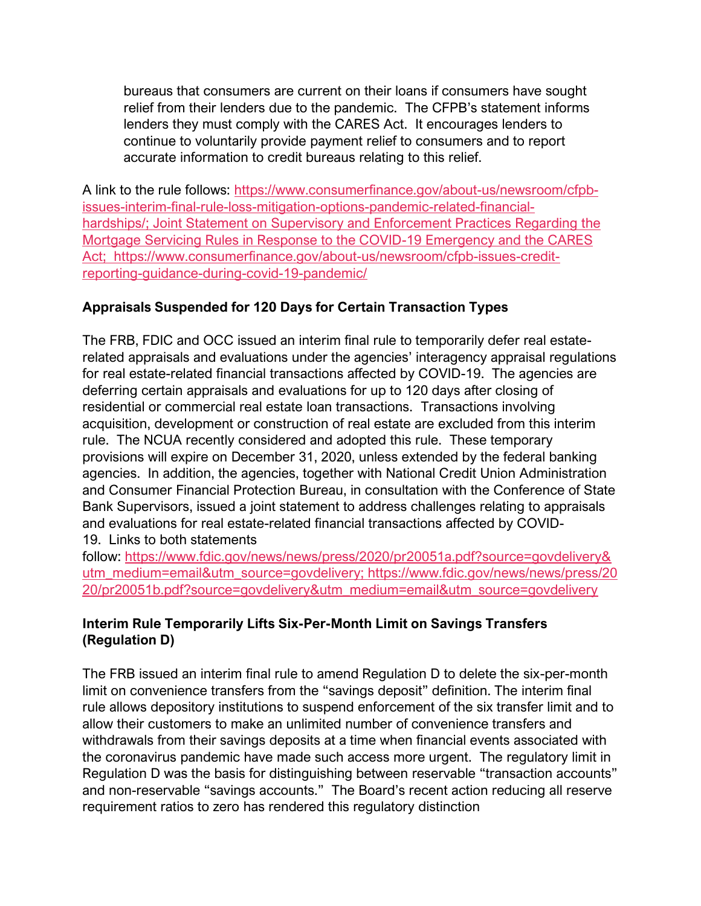bureaus that consumers are current on their loans if consumers have sought relief from their lenders due to the pandemic. The CFPB's statement informs lenders they must comply with the CARES Act. It encourages lenders to continue to voluntarily provide payment relief to consumers and to report accurate information to credit bureaus relating to this relief.

A link to the rule follows: https://www.consumerfinance.gov/about-us/newsroom/cfpb-issues-interim-final-rule-loss-mitigation-options-pandemic-related-financial-hardships/; Joint Statement on Supervisory and Enforcement Practices Regarding the Mortgage Servicing Rules in Response to the COVID-19 Emergency and the CARES Act; https://www.consumerfinance.gov/about-us/newsroom/cfpb-issues-credit-reporting-guidance-during-covid-19-pandemic/

**Appraisals Suspended for 120 Days for Certain Transaction Types**

The FRB, FDIC and OCC issued an interim final rule to temporarily defer real estate-related appraisals and evaluations under the agencies' interagency appraisal regulations for real estate-related financial transactions affected by COVID-19. The agencies are deferring certain appraisals and evaluations for up to 120 days after closing of residential or commercial real estate loan transactions. Transactions involving acquisition, development or construction of real estate are excluded from this interim rule. The NCUA recently considered and adopted this rule. These temporary provisions will expire on December 31, 2020, unless extended by the federal banking agencies. In addition, the agencies, together with National Credit Union Administration and Consumer Financial Protection Bureau, in consultation with the Conference of State Bank Supervisors, issued a joint statement to address challenges relating to appraisals and evaluations for real estate-related financial transactions affected by COVID-19. Links to both statements follow: https://www.fdic.gov/news/news/press/2020/pr20051a.pdf?source=govdelivery&utm_medium=email&utm_source=govdelivery; https://www.fdic.gov/news/news/press/2020/pr20051b.pdf?source=govdelivery&utm_medium=email&utm_source=govdelivery

**Interim Rule Temporarily Lifts Six-Per-Month Limit on Savings Transfers (Regulation D)**

The FRB issued an interim final rule to amend Regulation D to delete the six-per-month limit on convenience transfers from the "savings deposit" definition. The interim final rule allows depository institutions to suspend enforcement of the six transfer limit and to allow their customers to make an unlimited number of convenience transfers and withdrawals from their savings deposits at a time when financial events associated with the coronavirus pandemic have made such access more urgent. The regulatory limit in Regulation D was the basis for distinguishing between reservable "transaction accounts" and non-reservable "savings accounts." The Board's recent action reducing all reserve requirement ratios to zero has rendered this regulatory distinction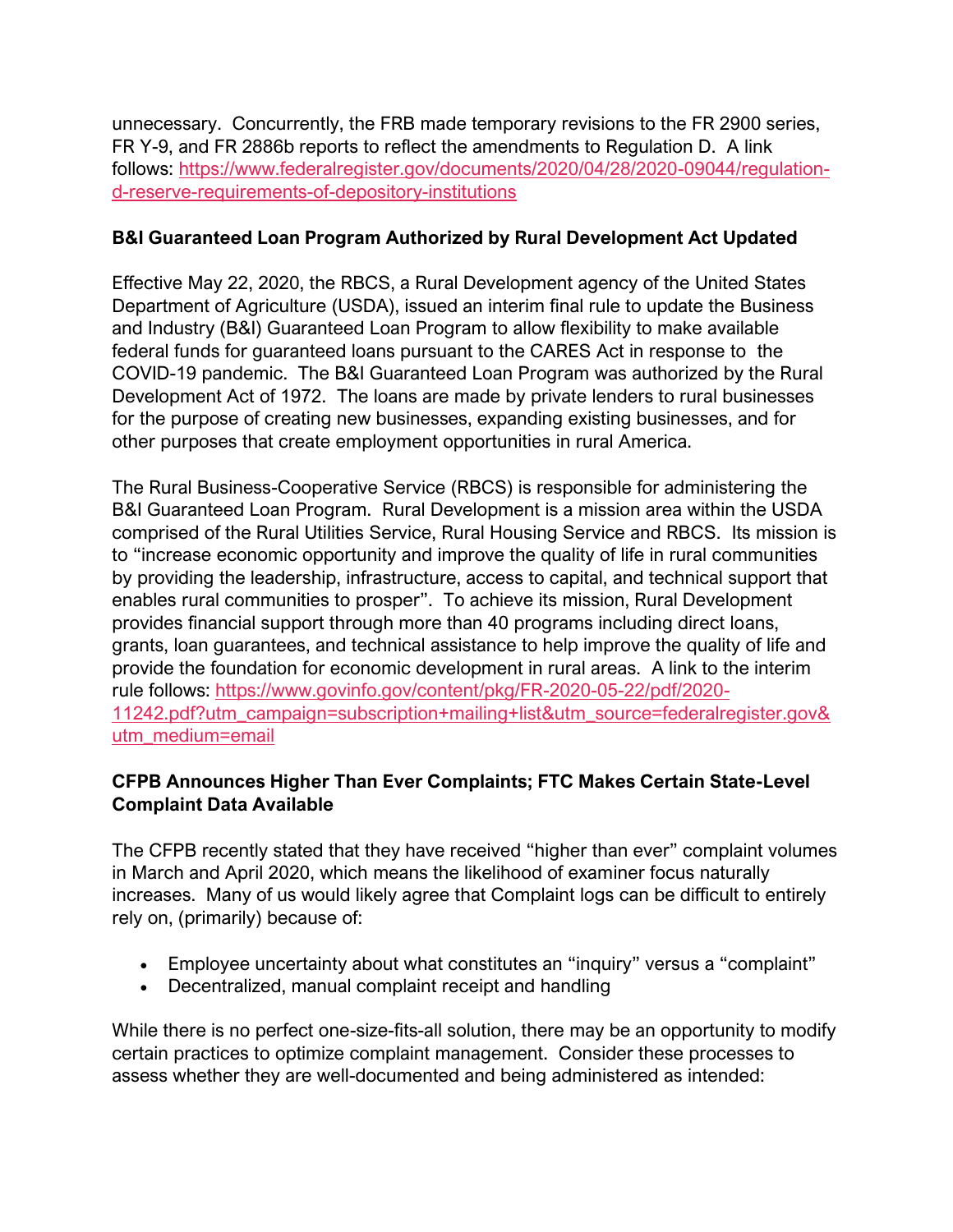unnecessary. Concurrently, the FRB made temporary revisions to the FR 2900 series, FR Y-9, and FR 2886b reports to reflect the amendments to Regulation D. A link follows: https://www.federalregister.gov/documents/2020/04/28/2020-09044/regulation-d-reserve-requirements-of-depository-institutions

**B&I Guaranteed Loan Program Authorized by Rural Development Act Updated**

Effective May 22, 2020, the RBCS, a Rural Development agency of the United States Department of Agriculture (USDA), issued an interim final rule to update the Business and Industry (B&I) Guaranteed Loan Program to allow flexibility to make available federal funds for guaranteed loans pursuant to the CARES Act in response to the COVID-19 pandemic. The B&I Guaranteed Loan Program was authorized by the Rural Development Act of 1972. The loans are made by private lenders to rural businesses for the purpose of creating new businesses, expanding existing businesses, and for other purposes that create employment opportunities in rural America.

The Rural Business-Cooperative Service (RBCS) is responsible for administering the B&I Guaranteed Loan Program. Rural Development is a mission area within the USDA comprised of the Rural Utilities Service, Rural Housing Service and RBCS. Its mission is to "increase economic opportunity and improve the quality of life in rural communities by providing the leadership, infrastructure, access to capital, and technical support that enables rural communities to prosper". To achieve its mission, Rural Development provides financial support through more than 40 programs including direct loans, grants, loan guarantees, and technical assistance to help improve the quality of life and provide the foundation for economic development in rural areas. A link to the interim rule follows: https://www.govinfo.gov/content/pkg/FR-2020-05-22/pdf/2020-11242.pdf?utm_campaign=subscription+mailing+list&utm_source=federalregister.gov&utm_medium=email

**CFPB Announces Higher Than Ever Complaints; FTC Makes Certain State-Level Complaint Data Available**

The CFPB recently stated that they have received "higher than ever" complaint volumes in March and April 2020, which means the likelihood of examiner focus naturally increases. Many of us would likely agree that Complaint logs can be difficult to entirely rely on, (primarily) because of:

- Employee uncertainty about what constitutes an "inquiry" versus a "complaint"
- Decentralized, manual complaint receipt and handling

While there is no perfect one-size-fits-all solution, there may be an opportunity to modify certain practices to optimize complaint management. Consider these processes to assess whether they are well-documented and being administered as intended: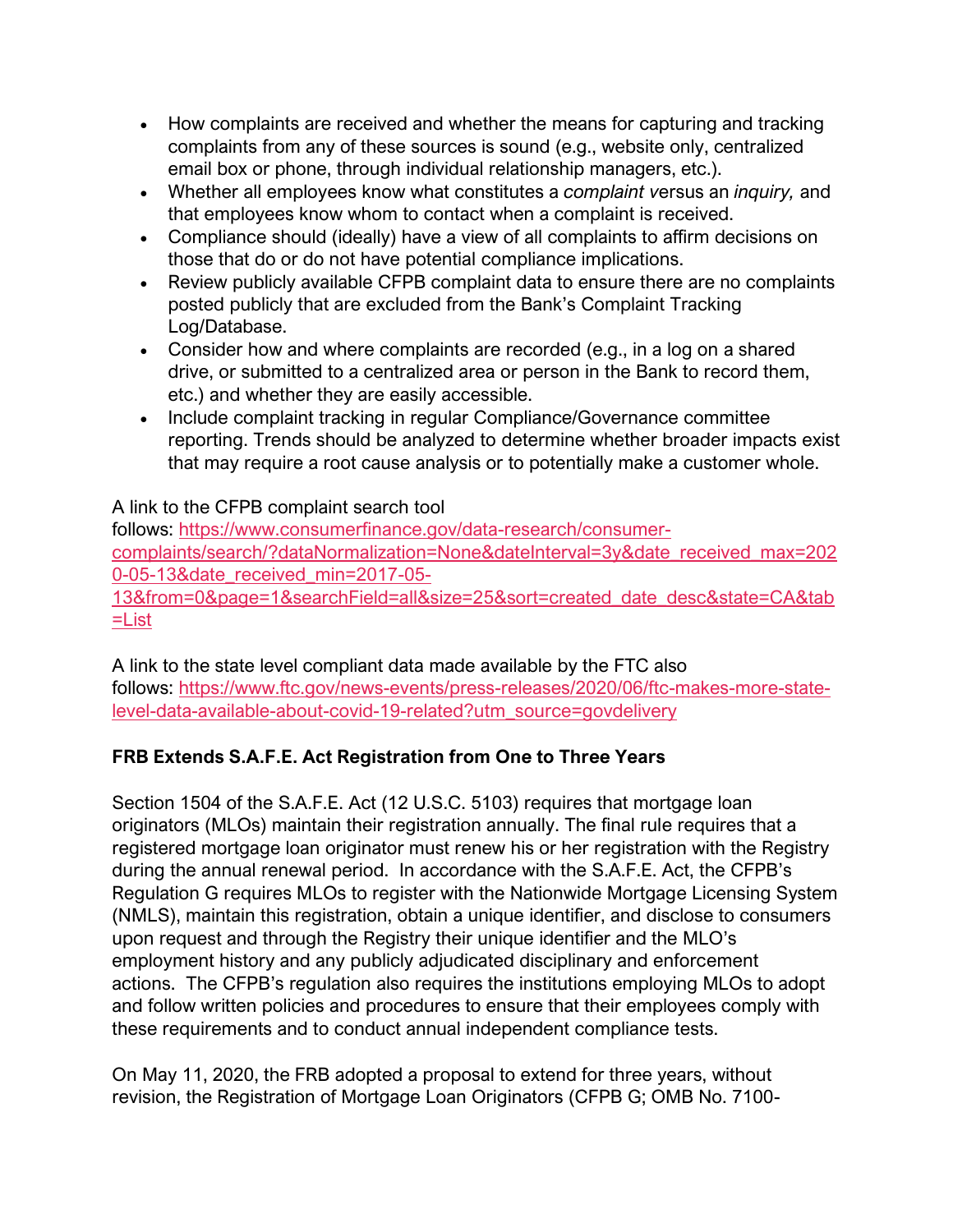- How complaints are received and whether the means for capturing and tracking complaints from any of these sources is sound (e.g., website only, centralized email box or phone, through individual relationship managers, etc.).
- Whether all employees know what constitutes a *complaint* versus an *inquiry,* and that employees know whom to contact when a complaint is received.
- Compliance should (ideally) have a view of all complaints to affirm decisions on those that do or do not have potential compliance implications.
- Review publicly available CFPB complaint data to ensure there are no complaints posted publicly that are excluded from the Bank's Complaint Tracking Log/Database.
- Consider how and where complaints are recorded (e.g., in a log on a shared drive, or submitted to a centralized area or person in the Bank to record them, etc.) and whether they are easily accessible.
- Include complaint tracking in regular Compliance/Governance committee reporting. Trends should be analyzed to determine whether broader impacts exist that may require a root cause analysis or to potentially make a customer whole.

A link to the CFPB complaint search tool follows: [https://www.consumerfinance.gov/data-research/consumer-complaints/search/?dataNormalization=None&dateInterval=3y&date_received_max=2020-05-13&date_received_min=2017-05-13&from=0&page=1&searchField=all&size=25&sort=created_date_desc&state=CA&tab=List](https://www.consumerfinance.gov/data-research/consumer-complaints/search/?dataNormalization=None&dateInterval=3y&date_received_max=2020-05-13&date_received_min=2017-05-13&from=0&page=1&searchField=all&size=25&sort=created_date_desc&state=CA&tab=List)

A link to the state level compliant data made available by the FTC also follows: [https://www.ftc.gov/news-events/press-releases/2020/06/ftc-makes-more-state-level-data-available-about-covid-19-related?utm_source=govdelivery](https://www.ftc.gov/news-events/press-releases/2020/06/ftc-makes-more-state-level-data-available-about-covid-19-related?utm_source=govdelivery)

**FRB Extends S.A.F.E. Act Registration from One to Three Years**

Section 1504 of the S.A.F.E. Act (12 U.S.C. 5103) requires that mortgage loan originators (MLOs) maintain their registration annually. The final rule requires that a registered mortgage loan originator must renew his or her registration with the Registry during the annual renewal period. In accordance with the S.A.F.E. Act, the CFPB's Regulation G requires MLOs to register with the Nationwide Mortgage Licensing System (NMLS), maintain this registration, obtain a unique identifier, and disclose to consumers upon request and through the Registry their unique identifier and the MLO's employment history and any publicly adjudicated disciplinary and enforcement actions. The CFPB's regulation also requires the institutions employing MLOs to adopt and follow written policies and procedures to ensure that their employees comply with these requirements and to conduct annual independent compliance tests.

On May 11, 2020, the FRB adopted a proposal to extend for three years, without revision, the Registration of Mortgage Loan Originators (CFPB G; OMB No. 7100-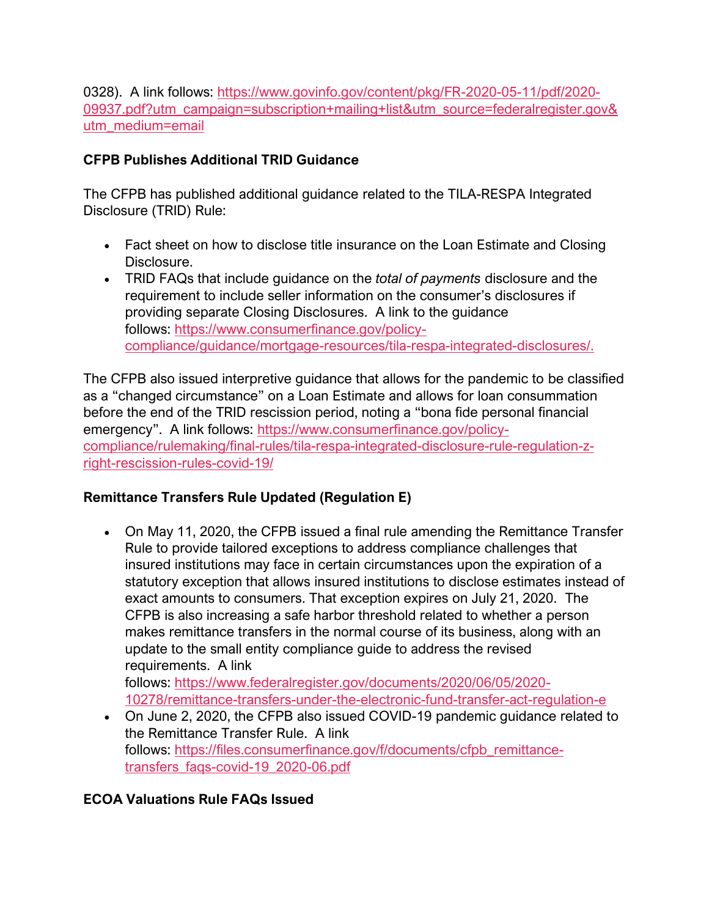0328). A link follows: https://www.govinfo.gov/content/pkg/FR-2020-05-11/pdf/2020-09937.pdf?utm_campaign=subscription+mailing+list&utm_source=federalregister.gov&utm_medium=email

**CFPB Publishes Additional TRID Guidance**

The CFPB has published additional guidance related to the TILA-RESPA Integrated Disclosure (TRID) Rule:

- Fact sheet on how to disclose title insurance on the Loan Estimate and Closing Disclosure.
- TRID FAQs that include guidance on the *total of payments* disclosure and the requirement to include seller information on the consumer's disclosures if providing separate Closing Disclosures. A link to the guidance follows: https://www.consumerfinance.gov/policy-compliance/guidance/mortgage-resources/tila-respa-integrated-disclosures/.

The CFPB also issued interpretive guidance that allows for the pandemic to be classified as a "changed circumstance" on a Loan Estimate and allows for loan consummation before the end of the TRID rescission period, noting a "bona fide personal financial emergency". A link follows: https://www.consumerfinance.gov/policy-compliance/rulemaking/final-rules/tila-respa-integrated-disclosure-rule-regulation-z-right-rescission-rules-covid-19/

**Remittance Transfers Rule Updated (Regulation E)**

- On May 11, 2020, the CFPB issued a final rule amending the Remittance Transfer Rule to provide tailored exceptions to address compliance challenges that insured institutions may face in certain circumstances upon the expiration of a statutory exception that allows insured institutions to disclose estimates instead of exact amounts to consumers. That exception expires on July 21, 2020. The CFPB is also increasing a safe harbor threshold related to whether a person makes remittance transfers in the normal course of its business, along with an update to the small entity compliance guide to address the revised requirements. A link follows: https://www.federalregister.gov/documents/2020/06/05/2020-10278/remittance-transfers-under-the-electronic-fund-transfer-act-regulation-e
- On June 2, 2020, the CFPB also issued COVID-19 pandemic guidance related to the Remittance Transfer Rule. A link follows: https://files.consumerfinance.gov/f/documents/cfpb_remittance-transfers_faqs-covid-19_2020-06.pdf

**ECOA Valuations Rule FAQs Issued**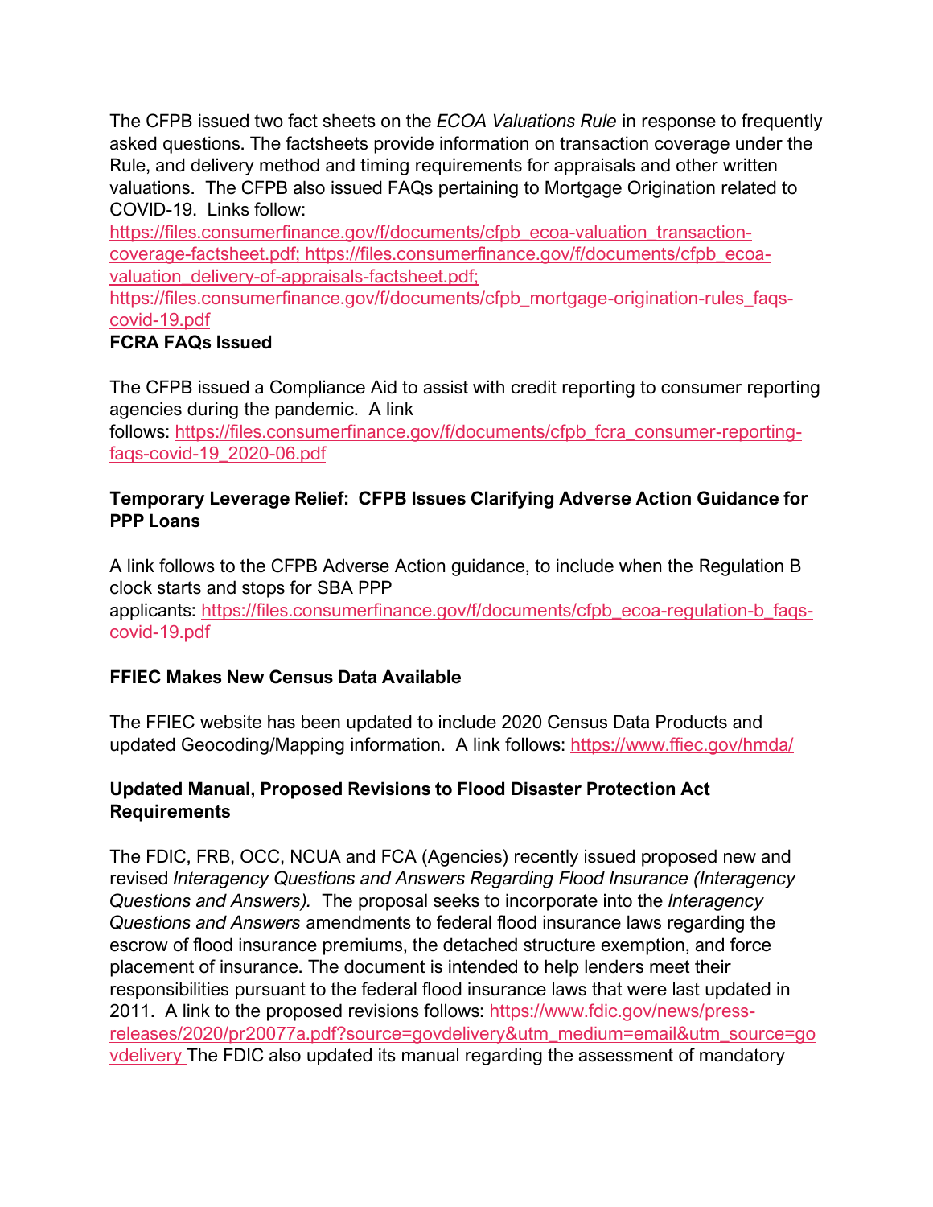The CFPB issued two fact sheets on the *ECOA Valuations Rule* in response to frequently asked questions. The factsheets provide information on transaction coverage under the Rule, and delivery method and timing requirements for appraisals and other written valuations. The CFPB also issued FAQs pertaining to Mortgage Origination related to COVID-19. Links follow:
https://files.consumerfinance.gov/f/documents/cfpb_ecoa-valuation_transaction-coverage-factsheet.pdf; https://files.consumerfinance.gov/f/documents/cfpb_ecoa-valuation_delivery-of-appraisals-factsheet.pdf;
https://files.consumerfinance.gov/f/documents/cfpb_mortgage-origination-rules_faqs-covid-19.pdf

**FCRA FAQs Issued**

The CFPB issued a Compliance Aid to assist with credit reporting to consumer reporting agencies during the pandemic. A link follows: https://files.consumerfinance.gov/f/documents/cfpb_fcra_consumer-reporting-faqs-covid-19_2020-06.pdf

**Temporary Leverage Relief: CFPB Issues Clarifying Adverse Action Guidance for PPP Loans**

A link follows to the CFPB Adverse Action guidance, to include when the Regulation B clock starts and stops for SBA PPP applicants: https://files.consumerfinance.gov/f/documents/cfpb_ecoa-regulation-b_faqs-covid-19.pdf

**FFIEC Makes New Census Data Available**

The FFIEC website has been updated to include 2020 Census Data Products and updated Geocoding/Mapping information. A link follows: https://www.ffiec.gov/hmda/

**Updated Manual, Proposed Revisions to Flood Disaster Protection Act Requirements**

The FDIC, FRB, OCC, NCUA and FCA (Agencies) recently issued proposed new and revised *Interagency Questions and Answers Regarding Flood Insurance (Interagency Questions and Answers).* The proposal seeks to incorporate into the *Interagency Questions and Answers* amendments to federal flood insurance laws regarding the escrow of flood insurance premiums, the detached structure exemption, and force placement of insurance. The document is intended to help lenders meet their responsibilities pursuant to the federal flood insurance laws that were last updated in 2011. A link to the proposed revisions follows: https://www.fdic.gov/news/press-releases/2020/pr20077a.pdf?source=govdelivery&utm_medium=email&utm_source=govdelivery The FDIC also updated its manual regarding the assessment of mandatory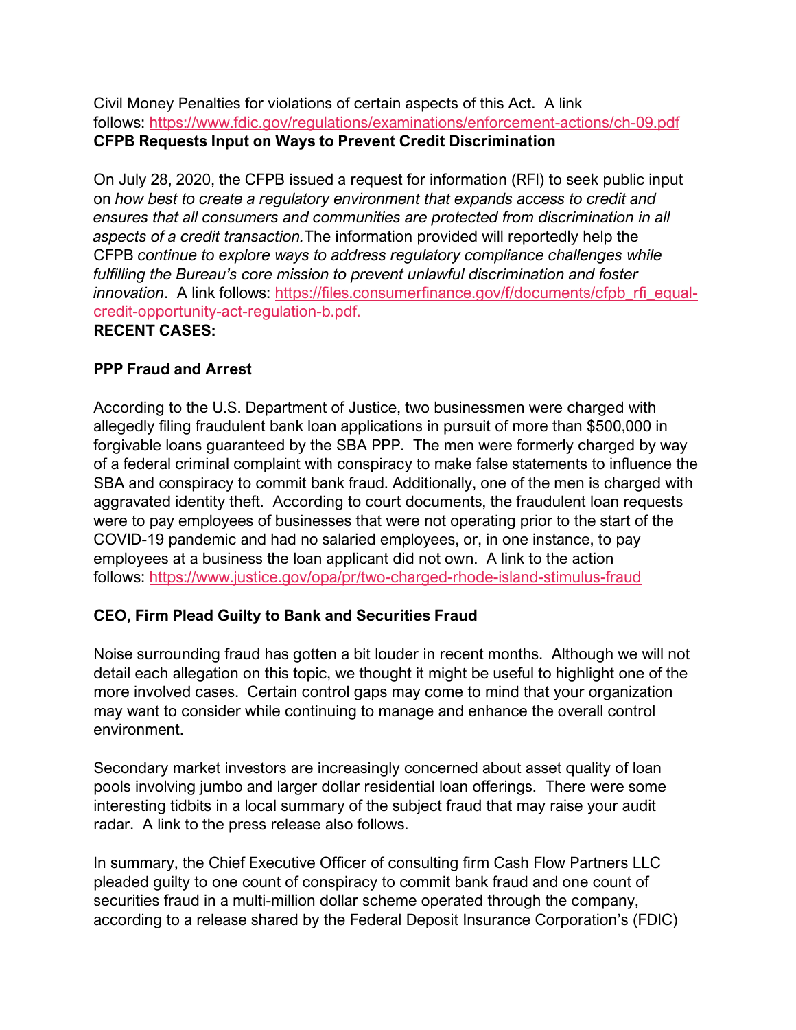Civil Money Penalties for violations of certain aspects of this Act. A link follows: https://www.fdic.gov/regulations/examinations/enforcement-actions/ch-09.pdf

**CFPB Requests Input on Ways to Prevent Credit Discrimination**

On July 28, 2020, the CFPB issued a request for information (RFI) to seek public input on *how best to create a regulatory environment that expands access to credit and ensures that all consumers and communities are protected from discrimination in all aspects of a credit transaction.* The information provided will reportedly help the CFPB *continue to explore ways to address regulatory compliance challenges while fulfilling the Bureau's core mission to prevent unlawful discrimination and foster innovation*. A link follows: https://files.consumerfinance.gov/f/documents/cfpb_rfi_equal-credit-opportunity-act-regulation-b.pdf.

**RECENT CASES:**

**PPP Fraud and Arrest**

According to the U.S. Department of Justice, two businessmen were charged with allegedly filing fraudulent bank loan applications in pursuit of more than $500,000 in forgivable loans guaranteed by the SBA PPP. The men were formerly charged by way of a federal criminal complaint with conspiracy to make false statements to influence the SBA and conspiracy to commit bank fraud. Additionally, one of the men is charged with aggravated identity theft. According to court documents, the fraudulent loan requests were to pay employees of businesses that were not operating prior to the start of the COVID-19 pandemic and had no salaried employees, or, in one instance, to pay employees at a business the loan applicant did not own. A link to the action follows: https://www.justice.gov/opa/pr/two-charged-rhode-island-stimulus-fraud

**CEO, Firm Plead Guilty to Bank and Securities Fraud**

Noise surrounding fraud has gotten a bit louder in recent months. Although we will not detail each allegation on this topic, we thought it might be useful to highlight one of the more involved cases. Certain control gaps may come to mind that your organization may want to consider while continuing to manage and enhance the overall control environment.

Secondary market investors are increasingly concerned about asset quality of loan pools involving jumbo and larger dollar residential loan offerings. There were some interesting tidbits in a local summary of the subject fraud that may raise your audit radar. A link to the press release also follows.

In summary, the Chief Executive Officer of consulting firm Cash Flow Partners LLC pleaded guilty to one count of conspiracy to commit bank fraud and one count of securities fraud in a multi-million dollar scheme operated through the company, according to a release shared by the Federal Deposit Insurance Corporation's (FDIC)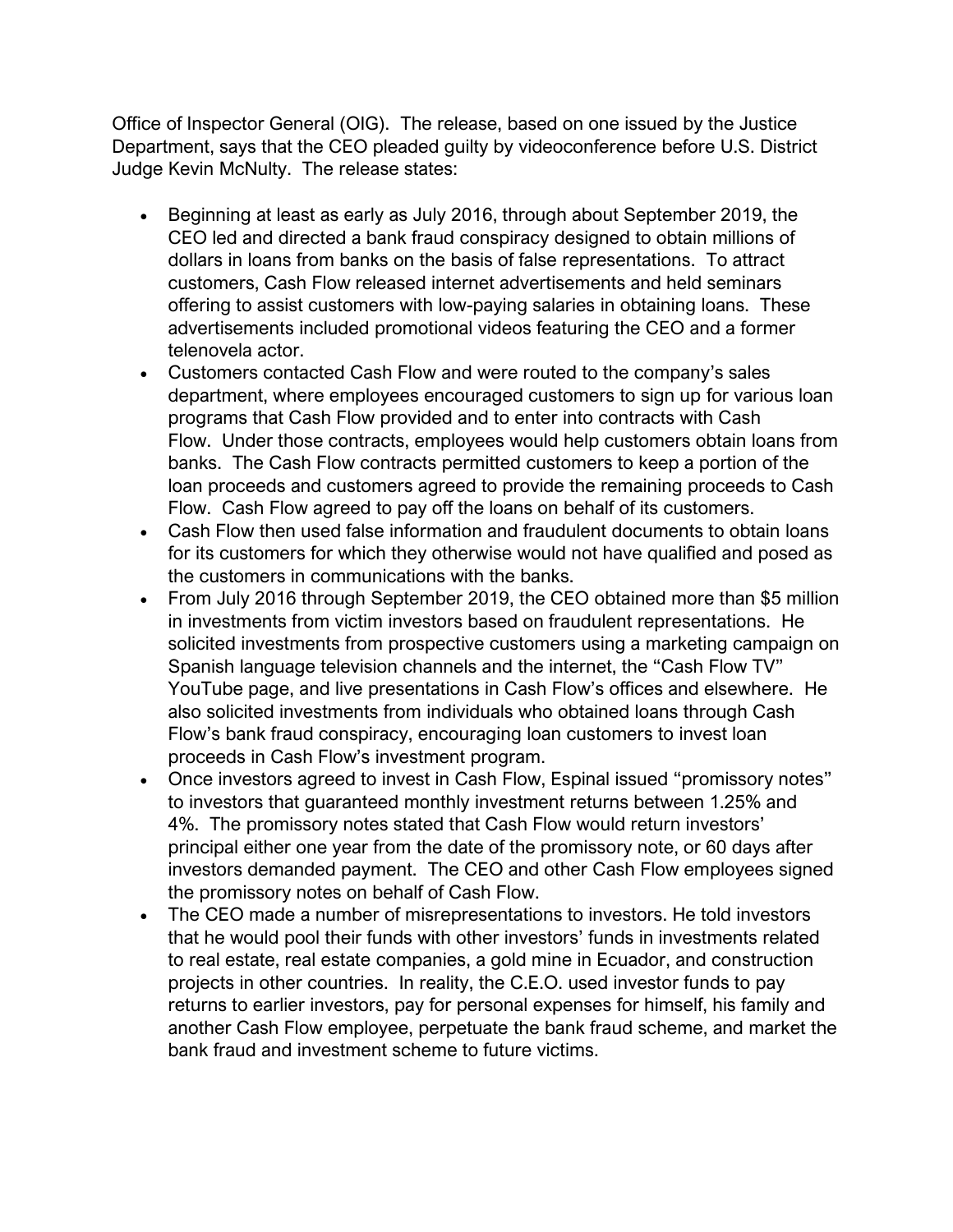Office of Inspector General (OIG). The release, based on one issued by the Justice Department, says that the CEO pleaded guilty by videoconference before U.S. District Judge Kevin McNulty. The release states:

- Beginning at least as early as July 2016, through about September 2019, the CEO led and directed a bank fraud conspiracy designed to obtain millions of dollars in loans from banks on the basis of false representations. To attract customers, Cash Flow released internet advertisements and held seminars offering to assist customers with low-paying salaries in obtaining loans. These advertisements included promotional videos featuring the CEO and a former telenovela actor.
- Customers contacted Cash Flow and were routed to the company's sales department, where employees encouraged customers to sign up for various loan programs that Cash Flow provided and to enter into contracts with Cash Flow. Under those contracts, employees would help customers obtain loans from banks. The Cash Flow contracts permitted customers to keep a portion of the loan proceeds and customers agreed to provide the remaining proceeds to Cash Flow. Cash Flow agreed to pay off the loans on behalf of its customers.
- Cash Flow then used false information and fraudulent documents to obtain loans for its customers for which they otherwise would not have qualified and posed as the customers in communications with the banks.
- From July 2016 through September 2019, the CEO obtained more than $5 million in investments from victim investors based on fraudulent representations. He solicited investments from prospective customers using a marketing campaign on Spanish language television channels and the internet, the "Cash Flow TV" YouTube page, and live presentations in Cash Flow's offices and elsewhere. He also solicited investments from individuals who obtained loans through Cash Flow's bank fraud conspiracy, encouraging loan customers to invest loan proceeds in Cash Flow's investment program.
- Once investors agreed to invest in Cash Flow, Espinal issued "promissory notes" to investors that guaranteed monthly investment returns between 1.25% and 4%. The promissory notes stated that Cash Flow would return investors' principal either one year from the date of the promissory note, or 60 days after investors demanded payment. The CEO and other Cash Flow employees signed the promissory notes on behalf of Cash Flow.
- The CEO made a number of misrepresentations to investors. He told investors that he would pool their funds with other investors' funds in investments related to real estate, real estate companies, a gold mine in Ecuador, and construction projects in other countries. In reality, the C.E.O. used investor funds to pay returns to earlier investors, pay for personal expenses for himself, his family and another Cash Flow employee, perpetuate the bank fraud scheme, and market the bank fraud and investment scheme to future victims.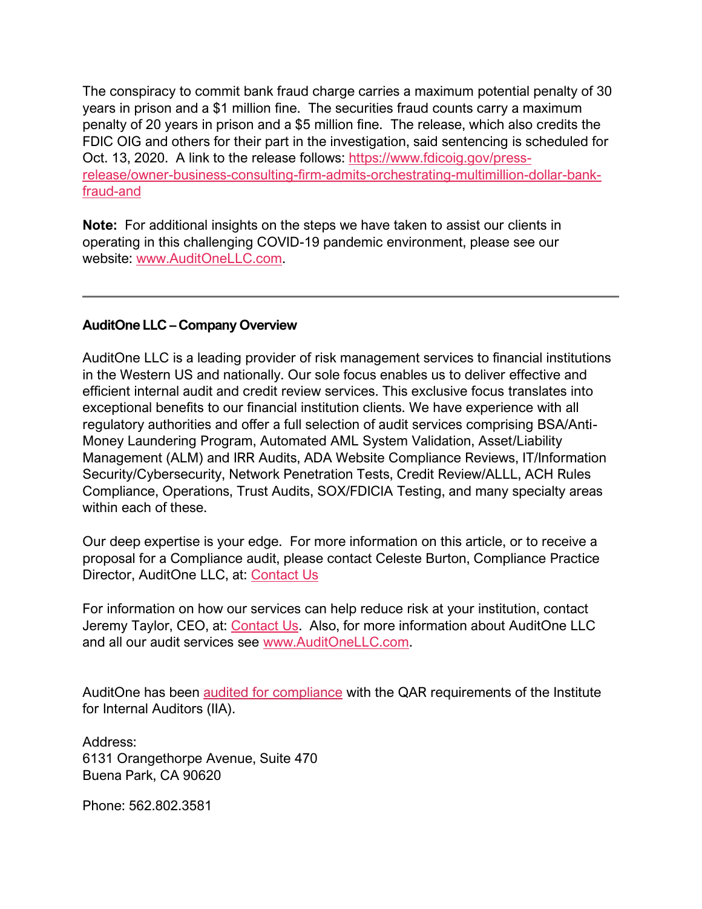The conspiracy to commit bank fraud charge carries a maximum potential penalty of 30 years in prison and a $1 million fine. The securities fraud counts carry a maximum penalty of 20 years in prison and a $5 million fine. The release, which also credits the FDIC OIG and others for their part in the investigation, said sentencing is scheduled for Oct. 13, 2020. A link to the release follows: [https://www.fdicoig.gov/press-release/owner-business-consulting-firm-admits-orchestrating-multimillion-dollar-bank-fraud-and](https://www.fdicoig.gov/press-release/owner-business-consulting-firm-admits-orchestrating-multimillion-dollar-bank-fraud-and)

**Note:** For additional insights on the steps we have taken to assist our clients in operating in this challenging COVID-19 pandemic environment, please see our website: [www.AuditOneLLC.com](www.AuditOneLLC.com).

---

**AuditOne LLC – Company Overview**

AuditOne LLC is a leading provider of risk management services to financial institutions in the Western US and nationally. Our sole focus enables us to deliver effective and efficient internal audit and credit review services. This exclusive focus translates into exceptional benefits to our financial institution clients. We have experience with all regulatory authorities and offer a full selection of audit services comprising BSA/Anti-Money Laundering Program, Automated AML System Validation, Asset/Liability Management (ALM) and IRR Audits, ADA Website Compliance Reviews, IT/Information Security/Cybersecurity, Network Penetration Tests, Credit Review/ALLL, ACH Rules Compliance, Operations, Trust Audits, SOX/FDICIA Testing, and many specialty areas within each of these.

Our deep expertise is your edge. For more information on this article, or to receive a proposal for a Compliance audit, please contact Celeste Burton, Compliance Practice Director, AuditOne LLC, at: Contact Us

For information on how our services can help reduce risk at your institution, contact Jeremy Taylor, CEO, at: Contact Us. Also, for more information about AuditOne LLC and all our audit services see [www.AuditOneLLC.com](www.AuditOneLLC.com).

AuditOne has been audited for compliance with the QAR requirements of the Institute for Internal Auditors (IIA).

Address:
6131 Orangethorpe Avenue, Suite 470
Buena Park, CA 90620

Phone: 562.802.3581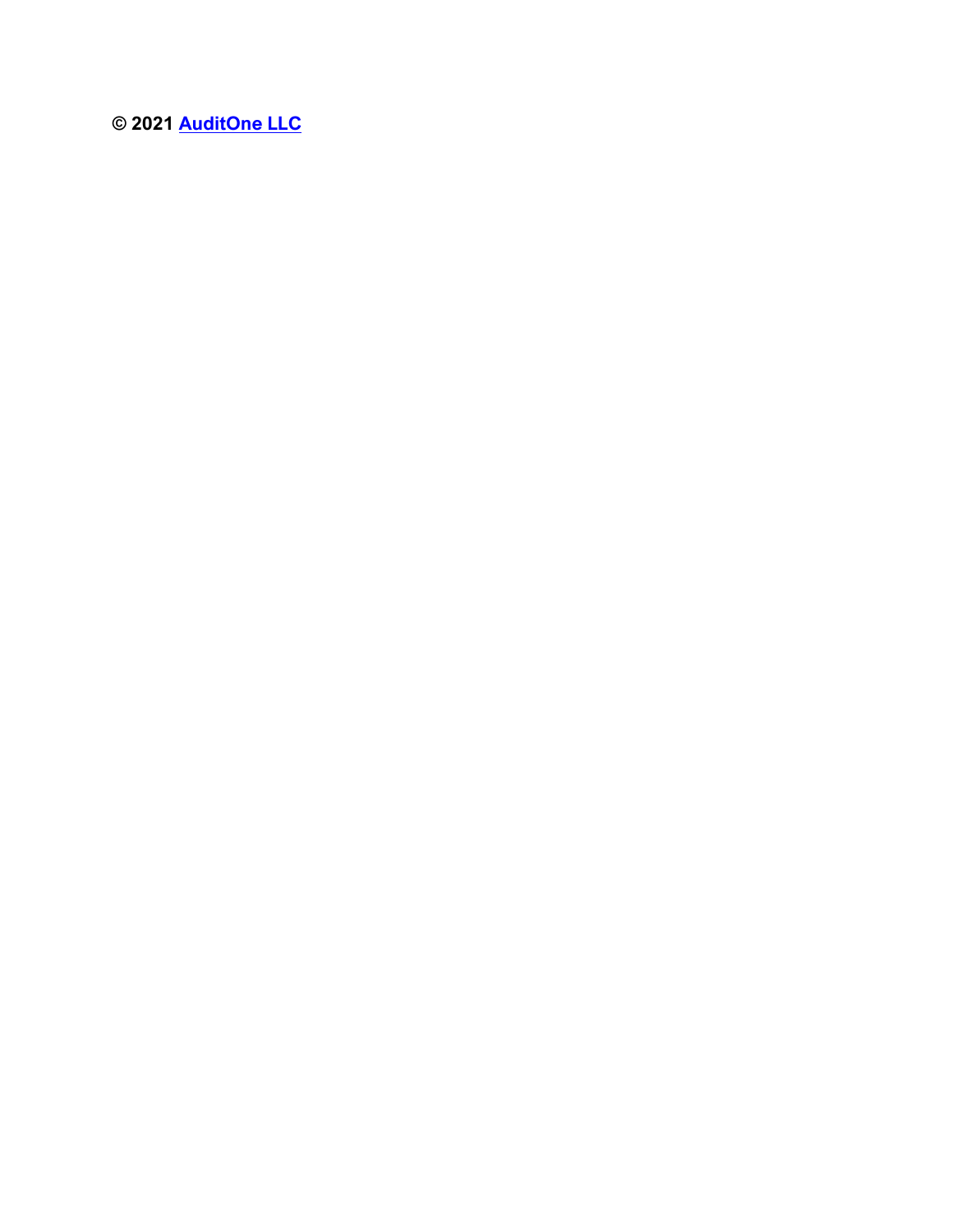**© 2021 AuditOne LLC**